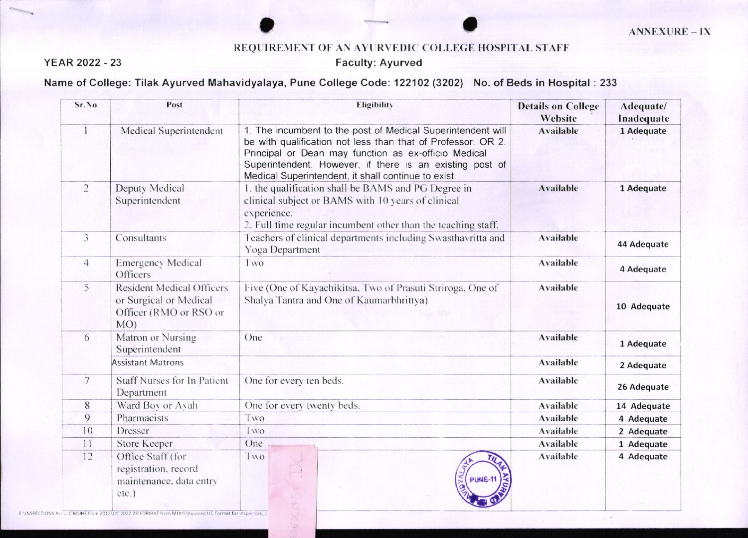ANNEXURE – IX

## REQUIREMENT OF AN AYURVEDIC COLLEGE HOSPITAL STAFF

**YEAR 2022 - 23** **Faculty: Ayurved**

**Name of College: Tilak Ayurved Mahavidyalaya, Pune College Code: 122102 (3202) No. of Beds in Hospital : 233**

| Sr.No | Post | Eligibility | Details on College Website | Adequate/ Inadequate |
|---|---|---|---|---|
| 1 | Medical Superintendent | 1. The incumbent to the post of Medical Superintendent will be with qualification not less than that of Professor. OR 2. Principal or Dean may function as ex-officio Medical Superintendent. However, if there is an existing post of Medical Superintendent, it shall continue to exist. | Available | 1 Adequate |
| 2 | Deputy Medical Superintendent | 1. the qualification shall be BAMS and PG Degree in clinical subject or BAMS with 10 years of clinical experience. 2. Full time regular incumbent other than the teaching staff. | Available | 1 Adequate |
| 3 | Consultants | Teachers of clinical departments including Swasthavritta and Yoga Department | Available | 44 Adequate |
| 4 | Emergency Medical Officers | Two | Available | 4 Adequate |
| 5 | Resident Medical Officers or Surgical or Medical Officer (RMO or RSO or MO) | Five (One of Kayachikitsa, Two of Prasuti Striroga, One of Shalya Tantra and One of Kaumarbhrittya) | Available | 10 Adequate |
| 6 | Matron or Nursing Superintendent | One | Available | 1 Adequate |
| | Assistant Matrons | | Available | 2 Adequate |
| 7 | Staff Nurses for In Patient Department | One for every ten beds. | Available | 26 Adequate |
| 8 | Ward Boy or Ayah | One for every twenty beds. | Available | 14 Adequate |
| 9 | Pharmacists | Two | Available | 4 Adequate |
| 10 | Dresser | Two | Available | 2 Adequate |
| 11 | Store Keeper | One | Available | 1 Adequate |
| 12 | Office Staff (for registration, record maintenance, data entry etc.) | Two | Available | 4 Adequate |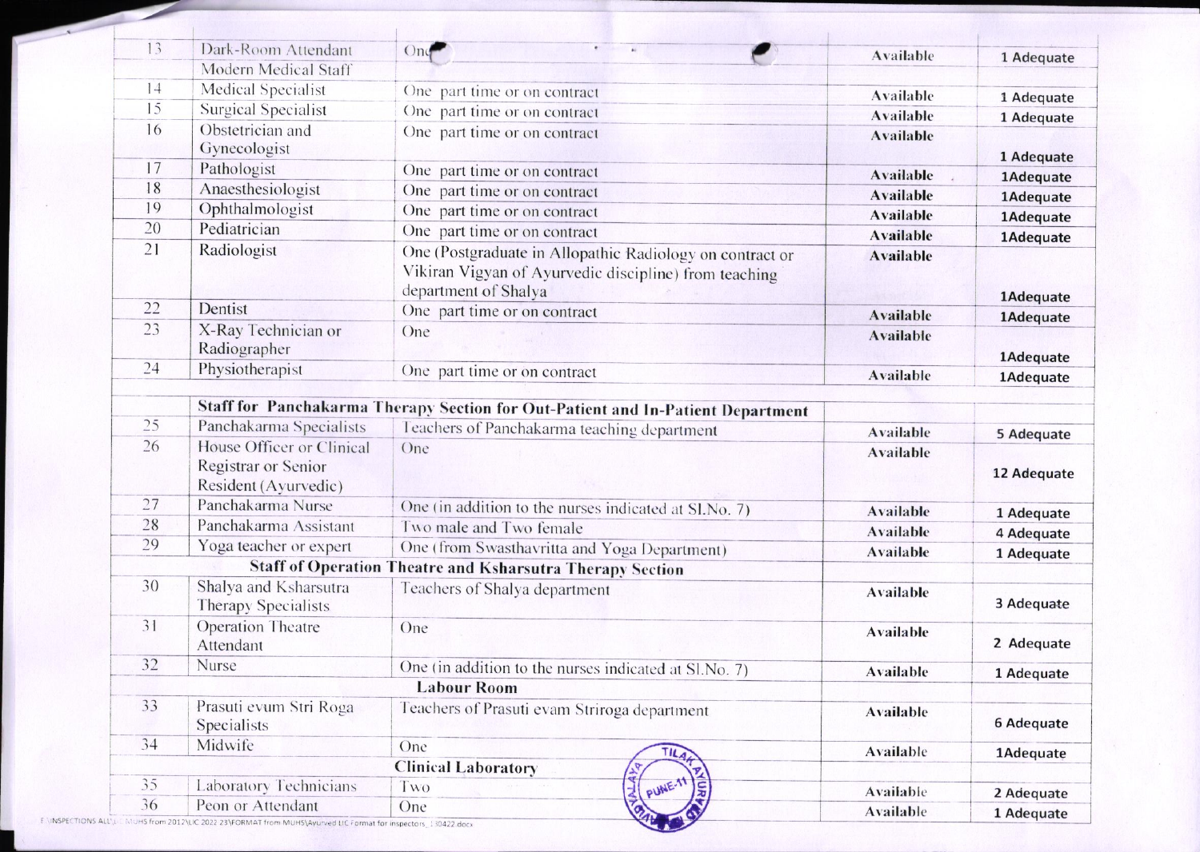| | | | | |
|---|---|---|---|---|
| 13 | Dark-Room Attendant | One | Available | 1 Adequate |
| | Modern Medical Staff | | | |
| 14 | Medical Specialist | One part time or on contract | Available | 1 Adequate |
| 15 | Surgical Specialist | One part time or on contract | Available | 1 Adequate |
| 16 | Obstetrician and Gynecologist | One part time or on contract | Available | 1 Adequate |
| 17 | Pathologist | One part time or on contract | Available | 1Adequate |
| 18 | Anaesthesiologist | One part time or on contract | Available | 1Adequate |
| 19 | Ophthalmologist | One part time or on contract | Available | 1Adequate |
| 20 | Pediatrician | One part time or on contract | Available | 1Adequate |
| 21 | Radiologist | One (Postgraduate in Allopathic Radiology on contract or Vikiran Vigyan of Ayurvedic discipline) from teaching department of Shalya | Available | 1Adequate |
| 22 | Dentist | One part time or on contract | Available | 1Adequate |
| 23 | X-Ray Technician or Radiographer | One | Available | 1Adequate |
| 24 | Physiotherapist | One part time or on contract | Available | 1Adequate |
| | **Staff for Panchakarma Therapy Section for Out-Patient and In-Patient Department** | | | |
| 25 | Panchakarma Specialists | Teachers of Panchakarma teaching department | Available | 5 Adequate |
| 26 | House Officer or Clinical Registrar or Senior Resident (Ayurvedic) | One | Available | 12 Adequate |
| 27 | Panchakarma Nurse | One (in addition to the nurses indicated at Sl.No. 7) | Available | 1 Adequate |
| 28 | Panchakarma Assistant | Two male and Two female | Available | 4 Adequate |
| 29 | Yoga teacher or expert | One (from Swasthavritta and Yoga Department) | Available | 1 Adequate |
| | **Staff of Operation Theatre and Ksharsutra Therapy Section** | | | |
| 30 | Shalya and Ksharsutra Therapy Specialists | Teachers of Shalya department | Available | 3 Adequate |
| 31 | Operation Theatre Attendant | One | Available | 2 Adequate |
| 32 | Nurse | One (in addition to the nurses indicated at Sl.No. 7) | Available | 1 Adequate |
| | **Labour Room** | | | |
| 33 | Prasuti evum Stri Roga Specialists | Teachers of Prasuti evam Striroga department | Available | 6 Adequate |
| 34 | Midwife | One | Available | 1Adequate |
| | **Clinical Laboratory** | | | |
| 35 | Laboratory Technicians | Two | Available | 2 Adequate |
| 36 | Peon or Attendant | One | Available | 1 Adequate |